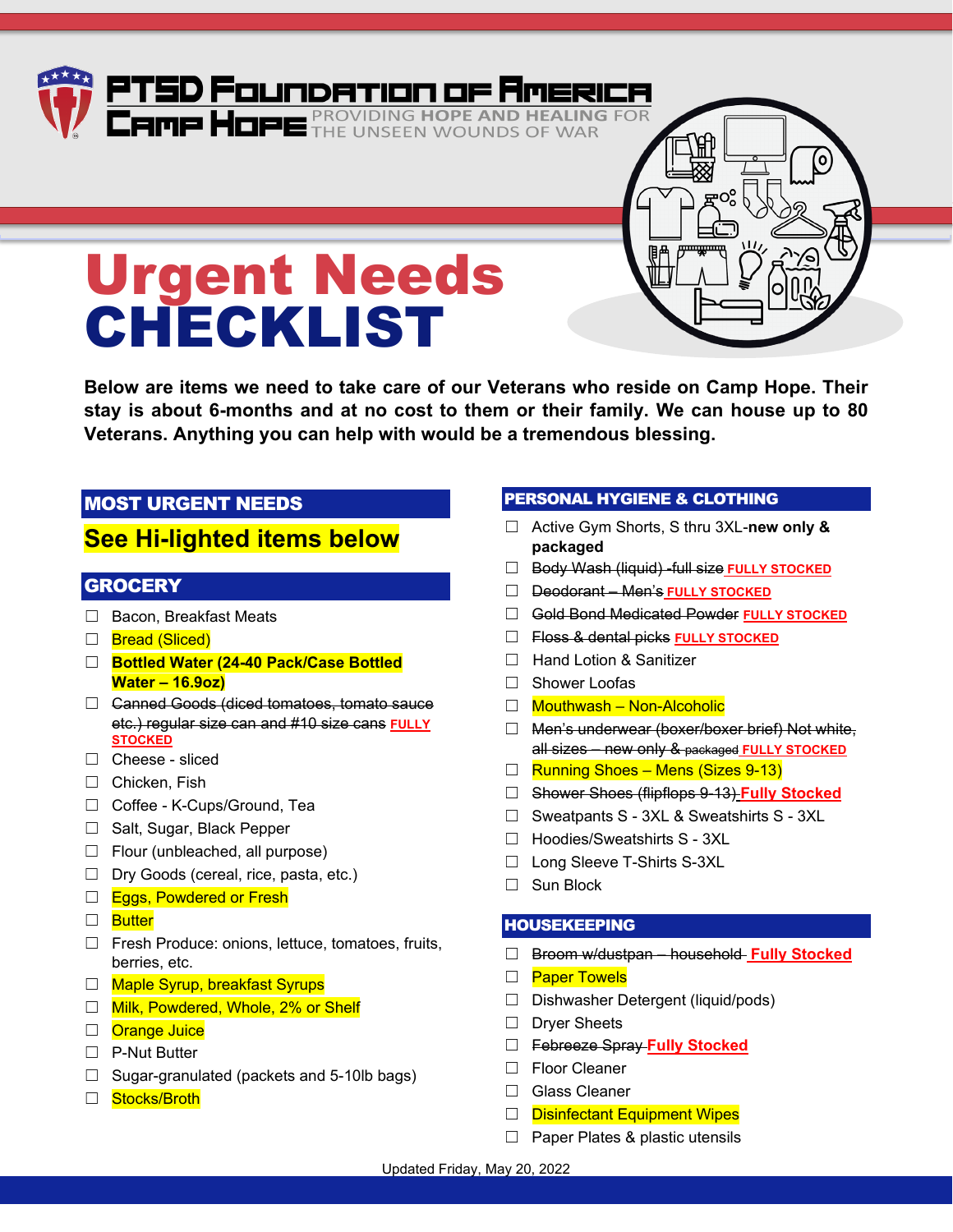# PTSD Foundation of America

## Camp Hope

PROVIDING HOPE AND HEALING FOR THE UNSEEN WOUNDS OF WAR

# Urgent Needs CHECKLIST

**Below are items we need to take care of our Veterans who reside on Camp Hope. Their stay is about 6-months and at no cost to them or their family. We can house up to 80 Veterans. Anything you can help with would be a tremendous blessing.**

## MOST URGENT NEEDS

### See Hi-lighted items below

## GROCERY

- ☐ Bacon, Breakfast Meats
- ☐ Bread (Sliced)
- ☐ **Bottled Water (24-40 Pack/Case Bottled Water – 16.9oz)**
- ☐ ~~Canned Goods (diced tomatoes, tomato sauce etc.) regular size can and #10 size cans~~ **FULLY STOCKED**
- ☐ Cheese - sliced
- ☐ Chicken, Fish
- ☐ Coffee - K-Cups/Ground, Tea
- ☐ Salt, Sugar, Black Pepper
- ☐ Flour (unbleached, all purpose)
- ☐ Dry Goods (cereal, rice, pasta, etc.)
- ☐ Eggs, Powdered or Fresh
- ☐ Butter
- ☐ Fresh Produce: onions, lettuce, tomatoes, fruits, berries, etc.
- ☐ Maple Syrup, breakfast Syrups
- ☐ Milk, Powdered, Whole, 2% or Shelf
- ☐ Orange Juice
- ☐ P-Nut Butter
- ☐ Sugar-granulated (packets and 5-10lb bags)
- ☐ Stocks/Broth

## PERSONAL HYGIENE & CLOTHING

- ☐ Active Gym Shorts, S thru 3XL-**new only & packaged**
- ☐ ~~Body Wash (liquid) -full size~~ **FULLY STOCKED**
- ☐ ~~Deodorant – Men's~~ **FULLY STOCKED**
- ☐ ~~Gold Bond Medicated Powder~~ **FULLY STOCKED**
- ☐ ~~Floss & dental picks~~ **FULLY STOCKED**
- ☐ Hand Lotion & Sanitizer
- ☐ Shower Loofas
- ☐ Mouthwash – Non-Alcoholic
- ☐ ~~Men's underwear (boxer/boxer brief) Not white, all sizes – new only & packaged~~ **FULLY STOCKED**
- ☐ Running Shoes – Mens (Sizes 9-13)
- ☐ ~~Shower Shoes (flipflops 9-13)~~ **Fully Stocked**
- ☐ Sweatpants S - 3XL & Sweatshirts S - 3XL
- ☐ Hoodies/Sweatshirts S - 3XL
- ☐ Long Sleeve T-Shirts S-3XL
- ☐ Sun Block

## HOUSEKEEPING

- ☐ ~~Broom w/dustpan – household~~ **Fully Stocked**
- ☐ Paper Towels
- ☐ Dishwasher Detergent (liquid/pods)
- ☐ Dryer Sheets
- ☐ ~~Febreeze Spray~~ **Fully Stocked**
- ☐ Floor Cleaner
- ☐ Glass Cleaner
- ☐ Disinfectant Equipment Wipes
- ☐ Paper Plates & plastic utensils

Updated Friday, May 20, 2022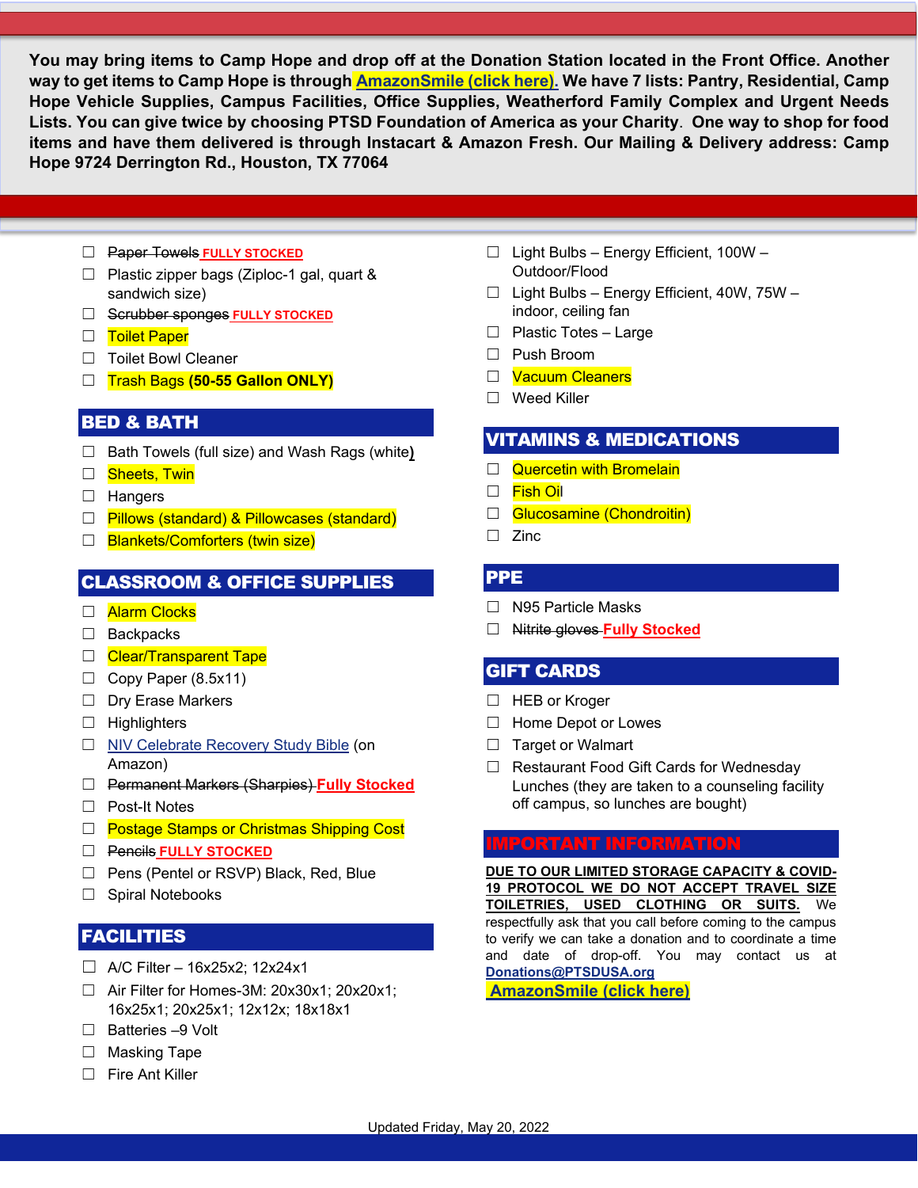**You may bring items to Camp Hope and drop off at the Donation Station located in the Front Office. Another way to get items to Camp Hope is through AmazonSmile (click here). We have 7 lists: Pantry, Residential, Camp Hope Vehicle Supplies, Campus Facilities, Office Supplies, Weatherford Family Complex and Urgent Needs Lists. You can give twice by choosing PTSD Foundation of America as your Charity. One way to shop for food items and have them delivered is through Instacart & Amazon Fresh. Our Mailing & Delivery address: Camp Hope 9724 Derrington Rd., Houston, TX 77064**

- ☐ ~~Paper Towels~~ **FULLY STOCKED**
- ☐ Plastic zipper bags (Ziploc-1 gal, quart & sandwich size)
- ☐ ~~Scrubber sponges~~ **FULLY STOCKED**
- ☐ Toilet Paper
- ☐ Toilet Bowl Cleaner
- ☐ Trash Bags **(50-55 Gallon ONLY)**

## BED & BATH

- ☐ Bath Towels (full size) and Wash Rags (white)
- ☐ Sheets, Twin
- ☐ Hangers
- ☐ Pillows (standard) & Pillowcases (standard)
- ☐ Blankets/Comforters (twin size)

## CLASSROOM & OFFICE SUPPLIES

- ☐ Alarm Clocks
- ☐ Backpacks
- ☐ Clear/Transparent Tape
- ☐ Copy Paper (8.5x11)
- ☐ Dry Erase Markers
- ☐ Highlighters
- ☐ NIV Celebrate Recovery Study Bible (on Amazon)
- ☐ ~~Permanent Markers (Sharpies)~~ **Fully Stocked**
- ☐ Post-It Notes
- ☐ Postage Stamps or Christmas Shipping Cost
- ☐ ~~Pencils~~ **FULLY STOCKED**
- ☐ Pens (Pentel or RSVP) Black, Red, Blue
- ☐ Spiral Notebooks

## FACILITIES

- ☐ A/C Filter – 16x25x2; 12x24x1
- ☐ Air Filter for Homes-3M: 20x30x1; 20x20x1; 16x25x1; 20x25x1; 12x12x; 18x18x1
- ☐ Batteries –9 Volt
- ☐ Masking Tape
- ☐ Fire Ant Killer
- ☐ Light Bulbs – Energy Efficient, 100W – Outdoor/Flood
- ☐ Light Bulbs – Energy Efficient, 40W, 75W – indoor, ceiling fan
- ☐ Plastic Totes – Large
- ☐ Push Broom
- ☐ Vacuum Cleaners
- ☐ Weed Killer

## VITAMINS & MEDICATIONS

- ☐ Quercetin with Bromelain
- ☐ Fish Oil
- ☐ Glucosamine (Chondroitin)
- ☐ Zinc

## PPE

- ☐ N95 Particle Masks
- ☐ ~~Nitrite gloves~~ **Fully Stocked**

## GIFT CARDS

- ☐ HEB or Kroger
- ☐ Home Depot or Lowes
- ☐ Target or Walmart
- ☐ Restaurant Food Gift Cards for Wednesday Lunches (they are taken to a counseling facility off campus, so lunches are bought)

## IMPORTANT INFORMATION

**DUE TO OUR LIMITED STORAGE CAPACITY & COVID-19 PROTOCOL WE DO NOT ACCEPT TRAVEL SIZE TOILETRIES, USED CLOTHING OR SUITS.** We respectfully ask that you call before coming to the campus to verify we can take a donation and to coordinate a time and date of drop-off. You may contact us at **Donations@PTSDUSA.org**

**AmazonSmile (click here)**

Updated Friday, May 20, 2022